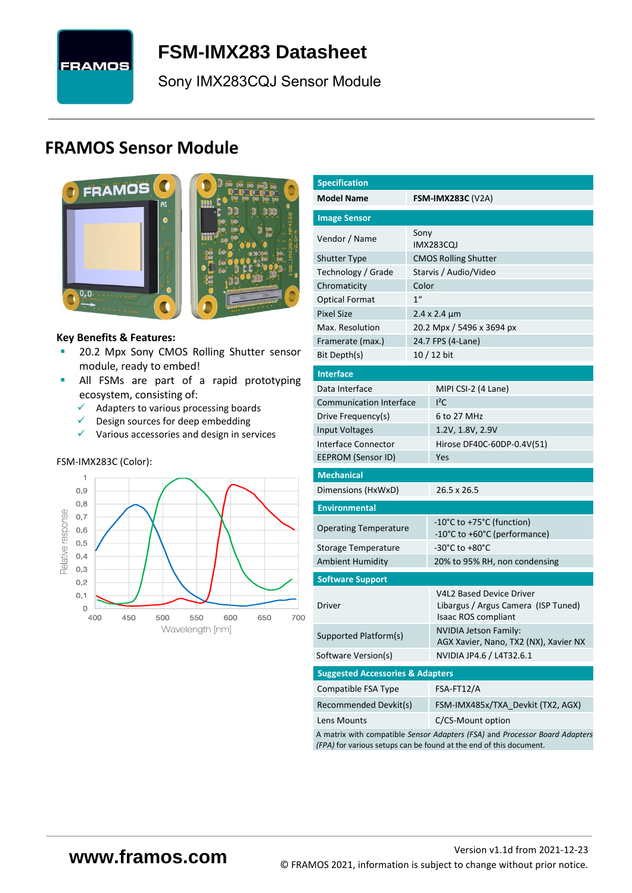# FSM-IMX283 Datasheet

Sony IMX283CQJ Sensor Module

## FRAMOS Sensor Module

**Key Benefits & Features:**

- 20.2 Mpx Sony CMOS Rolling Shutter sensor module, ready to embed!
- All FSMs are part of a rapid prototyping ecosystem, consisting of:
  - ✓ Adapters to various processing boards
  - ✓ Design sources for deep embedding
  - ✓ Various accessories and design in services

FSM-IMX283C (Color):

| Specification | |
|---|---|
| **Model Name** | **FSM-IMX283C** (V2A) |
| **Image Sensor** | |
| Vendor / Name | Sony IMX283CQJ |
| Shutter Type | CMOS Rolling Shutter |
| Technology / Grade | Starvis / Audio/Video |
| Chromaticity | Color |
| Optical Format | 1" |
| Pixel Size | 2.4 x 2.4 µm |
| Max. Resolution | 20.2 Mpx / 5496 x 3694 px |
| Framerate (max.) | 24.7 FPS (4-Lane) |
| Bit Depth(s) | 10 / 12 bit |
| **Interface** | |
| Data Interface | MIPI CSI-2 (4 Lane) |
| Communication Interface | I²C |
| Drive Frequency(s) | 6 to 27 MHz |
| Input Voltages | 1.2V, 1.8V, 2.9V |
| Interface Connector | Hirose DF40C-60DP-0.4V(51) |
| EEPROM (Sensor ID) | Yes |
| **Mechanical** | |
| Dimensions (HxWxD) | 26.5 x 26.5 |
| **Environmental** | |
| Operating Temperature | -10°C to +75°C (function)<br>-10°C to +60°C (performance) |
| Storage Temperature | -30°C to +80°C |
| Ambient Humidity | 20% to 95% RH, non condensing |
| **Software Support** | |
| Driver | V4L2 Based Device Driver<br>Libargus / Argus Camera (ISP Tuned)<br>Isaac ROS compliant |
| Supported Platform(s) | NVIDIA Jetson Family:<br>AGX Xavier, Nano, TX2 (NX), Xavier NX |
| Software Version(s) | NVIDIA JP4.6 / L4T32.6.1 |
| **Suggested Accessories & Adapters** | |
| Compatible FSA Type | FSA-FT12/A |
| Recommended Devkit(s) | FSM-IMX485x/TXA_Devkit (TX2, AGX) |
| Lens Mounts | C/CS-Mount option |

A matrix with compatible *Sensor Adapters (FSA)* and *Processor Board Adapters (FPA)* for various setups can be found at the end of this document.

www.framos.com

Version v1.1d from 2021-12-23

© FRAMOS 2021, information is subject to change without prior notice.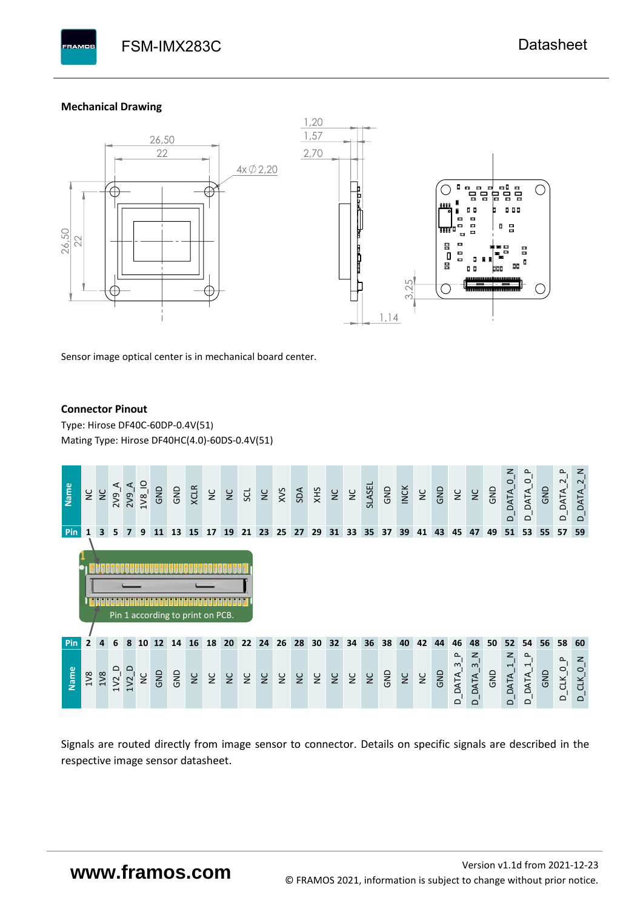## Mechanical Drawing

Sensor image optical center is in mechanical board center.

## Connector Pinout

Type: Hirose DF40C-60DP-0.4V(51)

Mating Type: Hirose DF40HC(4.0)-60DS-0.4V(51)

| Name | NC | NC | 2V9_A | 2V9_A | 1V8_IO | GND | GND | XCLR | NC | NC | SCL | NC | XVS | SDA | XHS | NC | NC | SLASEL | GND | INCK | NC | GND | NC | NC | GND | D_DATA_0_N | D_DATA_0_P | GND | D_DATA_2_P | D_DATA_2_N |
|---|---|---|---|---|---|---|---|---|---|---|---|---|---|---|---|---|---|---|---|---|---|---|---|---|---|---|---|---|---|---|
| Pin | 1 | 3 | 5 | 7 | 9 | 11 | 13 | 15 | 17 | 19 | 21 | 23 | 25 | 27 | 29 | 31 | 33 | 35 | 37 | 39 | 41 | 43 | 45 | 47 | 49 | 51 | 53 | 55 | 57 | 59 |

Pin 1 according to print on PCB.

| Pin | 2 | 4 | 6 | 8 | 10 | 12 | 14 | 16 | 18 | 20 | 22 | 24 | 26 | 28 | 30 | 32 | 34 | 36 | 38 | 40 | 42 | 44 | 46 | 48 | 50 | 52 | 54 | 56 | 58 | 60 |
|---|---|---|---|---|---|---|---|---|---|---|---|---|---|---|---|---|---|---|---|---|---|---|---|---|---|---|---|---|---|---|
| Name | 1V8 | 1V8 | 1V2_D | 1V2_D | NC | GND | GND | NC | NC | NC | NC | NC | NC | NC | NC | NC | NC | NC | GND | NC | NC | GND | D_DATA_3_P | D_DATA_3_N | GND | D_DATA_1_N | D_DATA_1_P | GND | D_CLK_0_P | D_CLK_0_N |

Signals are routed directly from image sensor to connector. Details on specific signals are described in the respective image sensor datasheet.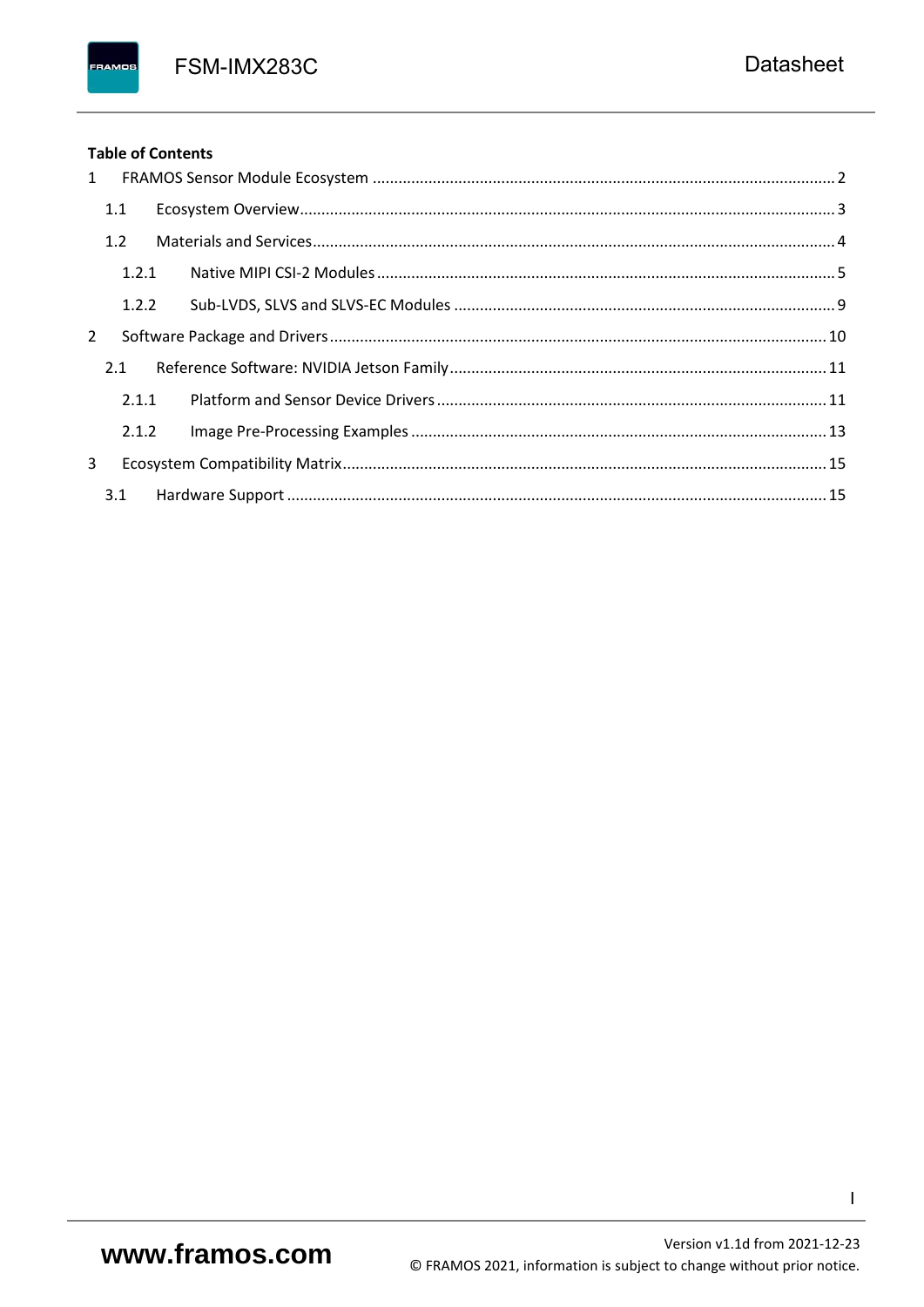**Table of Contents**

1 FRAMOS Sensor Module Ecosystem .......... 2
 1.1 Ecosystem Overview .......... 3
 1.2 Materials and Services .......... 4
  1.2.1 Native MIPI CSI-2 Modules .......... 5
  1.2.2 Sub-LVDS, SLVS and SLVS-EC Modules .......... 9
2 Software Package and Drivers .......... 10
 2.1 Reference Software: NVIDIA Jetson Family .......... 11
  2.1.1 Platform and Sensor Device Drivers .......... 11
  2.1.2 Image Pre-Processing Examples .......... 13
3 Ecosystem Compatibility Matrix .......... 15
 3.1 Hardware Support .......... 15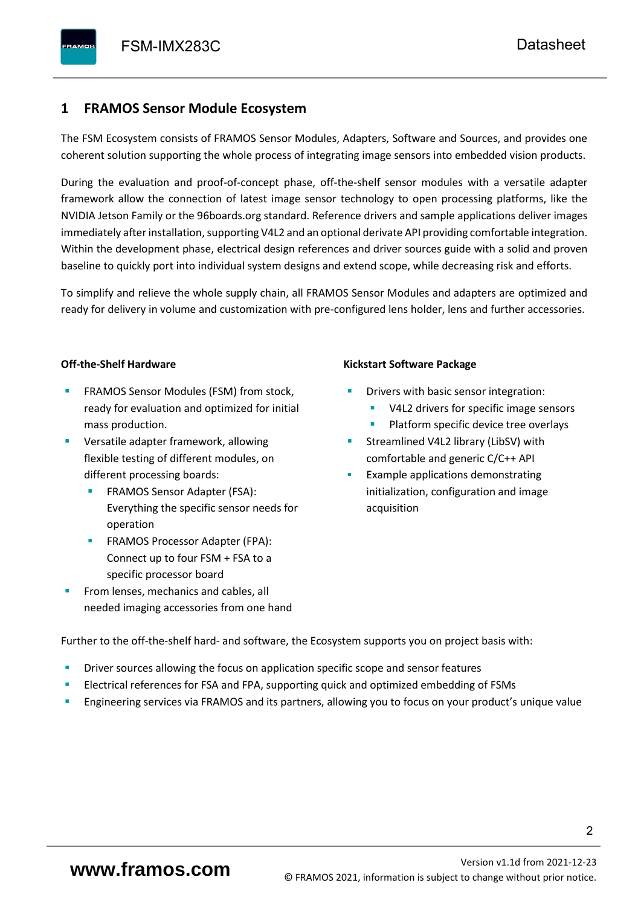# 1 FRAMOS Sensor Module Ecosystem

The FSM Ecosystem consists of FRAMOS Sensor Modules, Adapters, Software and Sources, and provides one coherent solution supporting the whole process of integrating image sensors into embedded vision products.

During the evaluation and proof-of-concept phase, off-the-shelf sensor modules with a versatile adapter framework allow the connection of latest image sensor technology to open processing platforms, like the NVIDIA Jetson Family or the 96boards.org standard. Reference drivers and sample applications deliver images immediately after installation, supporting V4L2 and an optional derivate API providing comfortable integration. Within the development phase, electrical design references and driver sources guide with a solid and proven baseline to quickly port into individual system designs and extend scope, while decreasing risk and efforts.

To simplify and relieve the whole supply chain, all FRAMOS Sensor Modules and adapters are optimized and ready for delivery in volume and customization with pre-configured lens holder, lens and further accessories.

**Off-the-Shelf Hardware**

- FRAMOS Sensor Modules (FSM) from stock, ready for evaluation and optimized for initial mass production.
- Versatile adapter framework, allowing flexible testing of different modules, on different processing boards:
  - FRAMOS Sensor Adapter (FSA): Everything the specific sensor needs for operation
  - FRAMOS Processor Adapter (FPA): Connect up to four FSM + FSA to a specific processor board
- From lenses, mechanics and cables, all needed imaging accessories from one hand

**Kickstart Software Package**

- Drivers with basic sensor integration:
  - V4L2 drivers for specific image sensors
  - Platform specific device tree overlays
- Streamlined V4L2 library (LibSV) with comfortable and generic C/C++ API
- Example applications demonstrating initialization, configuration and image acquisition

Further to the off-the-shelf hard- and software, the Ecosystem supports you on project basis with:

- Driver sources allowing the focus on application specific scope and sensor features
- Electrical references for FSA and FPA, supporting quick and optimized embedding of FSMs
- Engineering services via FRAMOS and its partners, allowing you to focus on your product's unique value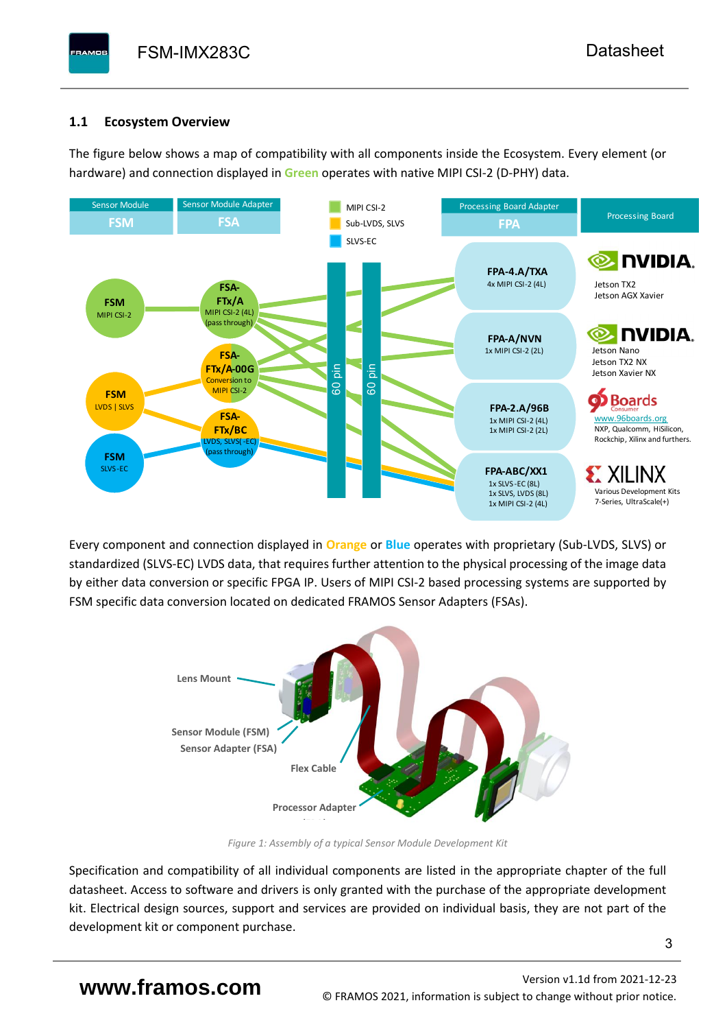### 1.1 Ecosystem Overview

The figure below shows a map of compatibility with all components inside the Ecosystem. Every element (or hardware) and connection displayed in **Green** operates with native MIPI CSI-2 (D-PHY) data.

Every component and connection displayed in **Orange** or **Blue** operates with proprietary (Sub-LVDS, SLVS) or standardized (SLVS-EC) LVDS data, that requires further attention to the physical processing of the image data by either data conversion or specific FPGA IP. Users of MIPI CSI-2 based processing systems are supported by FSM specific data conversion located on dedicated FRAMOS Sensor Adapters (FSAs).

*Figure 1: Assembly of a typical Sensor Module Development Kit*

Specification and compatibility of all individual components are listed in the appropriate chapter of the full datasheet. Access to software and drivers is only granted with the purchase of the appropriate development kit. Electrical design sources, support and services are provided on individual basis, they are not part of the development kit or component purchase.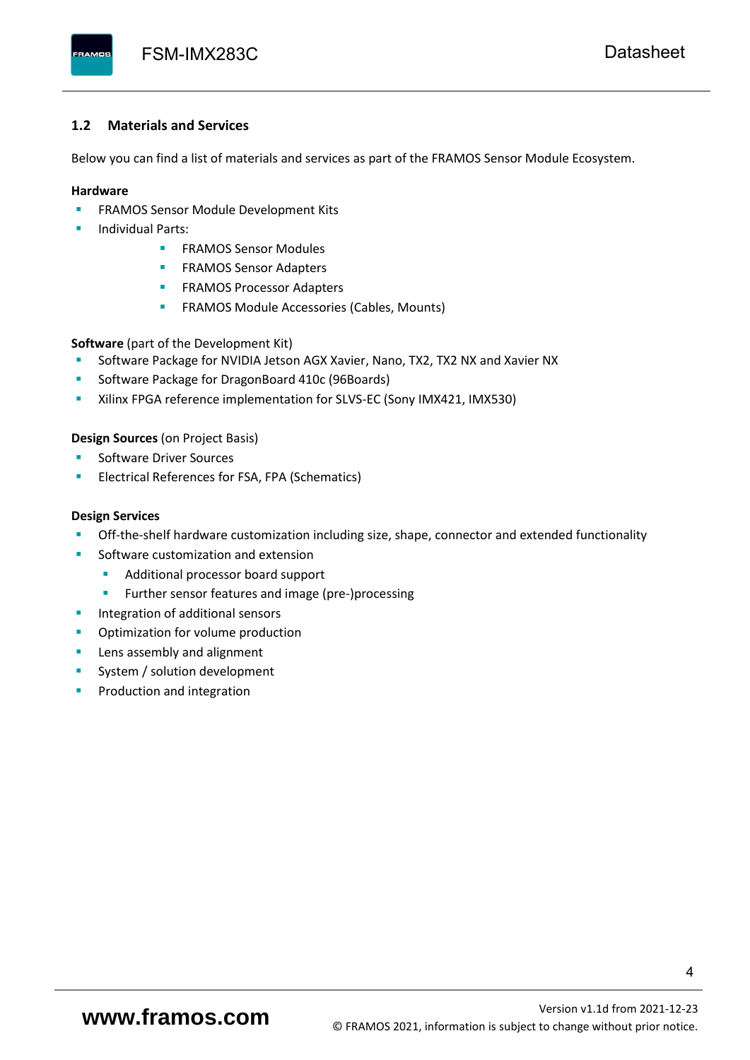## 1.2 Materials and Services

Below you can find a list of materials and services as part of the FRAMOS Sensor Module Ecosystem.

**Hardware**

- FRAMOS Sensor Module Development Kits
- Individual Parts:
    - FRAMOS Sensor Modules
    - FRAMOS Sensor Adapters
    - FRAMOS Processor Adapters
    - FRAMOS Module Accessories (Cables, Mounts)

**Software** (part of the Development Kit)

- Software Package for NVIDIA Jetson AGX Xavier, Nano, TX2, TX2 NX and Xavier NX
- Software Package for DragonBoard 410c (96Boards)
- Xilinx FPGA reference implementation for SLVS-EC (Sony IMX421, IMX530)

**Design Sources** (on Project Basis)

- Software Driver Sources
- Electrical References for FSA, FPA (Schematics)

**Design Services**

- Off-the-shelf hardware customization including size, shape, connector and extended functionality
- Software customization and extension
    - Additional processor board support
    - Further sensor features and image (pre-)processing
- Integration of additional sensors
- Optimization for volume production
- Lens assembly and alignment
- System / solution development
- Production and integration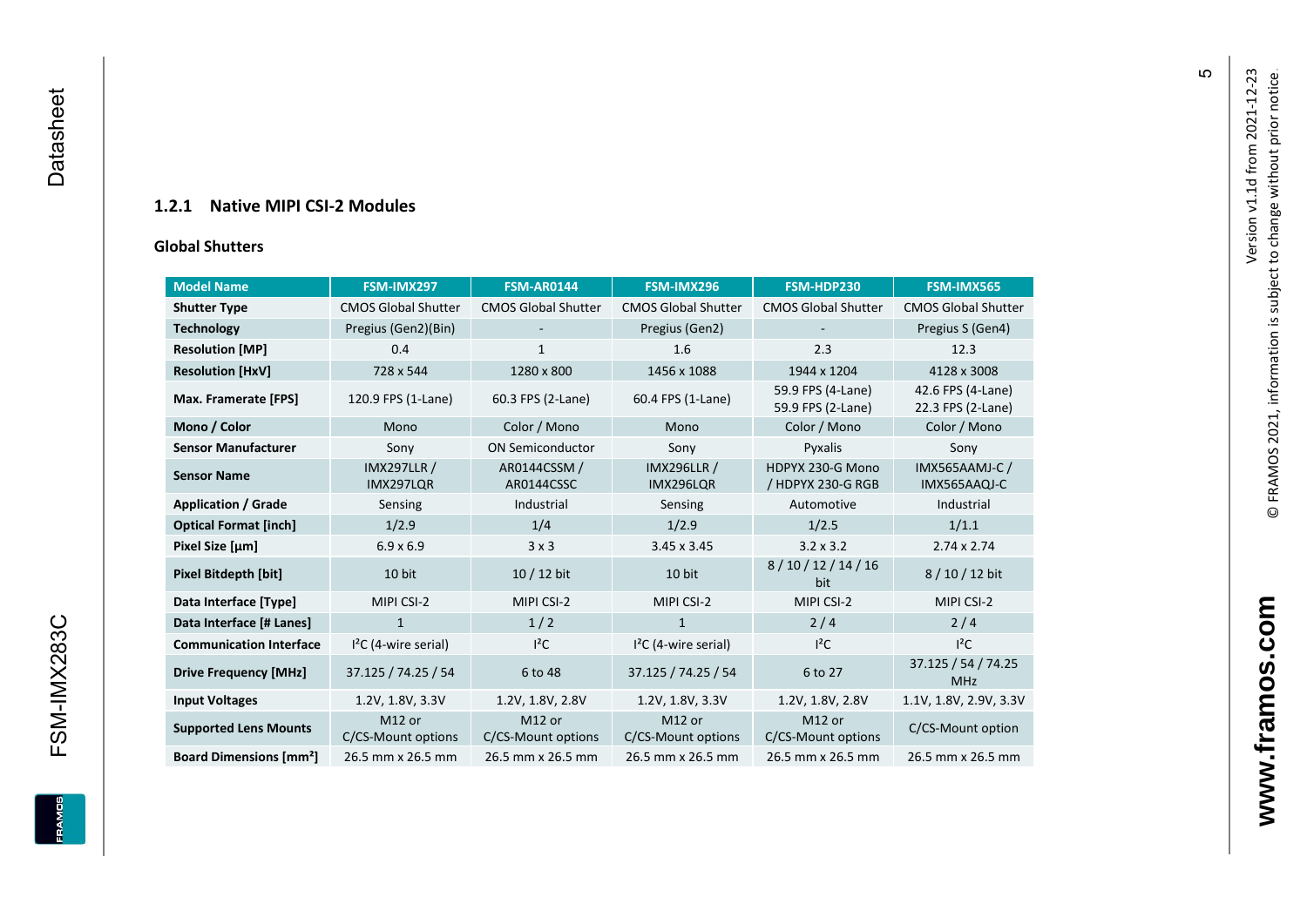### 1.2.1 Native MIPI CSI-2 Modules

**Global Shutters**

| Model Name | FSM-IMX297 | FSM-AR0144 | FSM-IMX296 | FSM-HDP230 | FSM-IMX565 |
|---|---|---|---|---|---|
| **Shutter Type** | CMOS Global Shutter | CMOS Global Shutter | CMOS Global Shutter | CMOS Global Shutter | CMOS Global Shutter |
| **Technology** | Pregius (Gen2)(Bin) | - | Pregius (Gen2) | - | Pregius S (Gen4) |
| **Resolution [MP]** | 0.4 | 1 | 1.6 | 2.3 | 12.3 |
| **Resolution [HxV]** | 728 x 544 | 1280 x 800 | 1456 x 1088 | 1944 x 1204 | 4128 x 3008 |
| **Max. Framerate [FPS]** | 120.9 FPS (1-Lane) | 60.3 FPS (2-Lane) | 60.4 FPS (1-Lane) | 59.9 FPS (4-Lane) 59.9 FPS (2-Lane) | 42.6 FPS (4-Lane) 22.3 FPS (2-Lane) |
| **Mono / Color** | Mono | Color / Mono | Mono | Color / Mono | Color / Mono |
| **Sensor Manufacturer** | Sony | ON Semiconductor | Sony | Pyxalis | Sony |
| **Sensor Name** | IMX297LLR / IMX297LQR | AR0144CSSM / AR0144CSSC | IMX296LLR / IMX296LQR | HDPYX 230-G Mono / HDPYX 230-G RGB | IMX565AAMJ-C / IMX565AAQJ-C |
| **Application / Grade** | Sensing | Industrial | Sensing | Automotive | Industrial |
| **Optical Format [inch]** | 1/2.9 | 1/4 | 1/2.9 | 1/2.5 | 1/1.1 |
| **Pixel Size [µm]** | 6.9 x 6.9 | 3 x 3 | 3.45 x 3.45 | 3.2 x 3.2 | 2.74 x 2.74 |
| **Pixel Bitdepth [bit]** | 10 bit | 10 / 12 bit | 10 bit | 8 / 10 / 12 / 14 / 16 bit | 8 / 10 / 12 bit |
| **Data Interface [Type]** | MIPI CSI-2 | MIPI CSI-2 | MIPI CSI-2 | MIPI CSI-2 | MIPI CSI-2 |
| **Data Interface [# Lanes]** | 1 | 1 / 2 | 1 | 2 / 4 | 2 / 4 |
| **Communication Interface** | I²C (4-wire serial) | I²C | I²C (4-wire serial) | I²C | I²C |
| **Drive Frequency [MHz]** | 37.125 / 74.25 / 54 | 6 to 48 | 37.125 / 74.25 / 54 | 6 to 27 | 37.125 / 54 / 74.25 MHz |
| **Input Voltages** | 1.2V, 1.8V, 3.3V | 1.2V, 1.8V, 2.8V | 1.2V, 1.8V, 3.3V | 1.2V, 1.8V, 2.8V | 1.1V, 1.8V, 2.9V, 3.3V |
| **Supported Lens Mounts** | M12 or C/CS-Mount options | M12 or C/CS-Mount options | M12 or C/CS-Mount options | M12 or C/CS-Mount options | C/CS-Mount option |
| **Board Dimensions [mm²]** | 26.5 mm x 26.5 mm | 26.5 mm x 26.5 mm | 26.5 mm x 26.5 mm | 26.5 mm x 26.5 mm | 26.5 mm x 26.5 mm |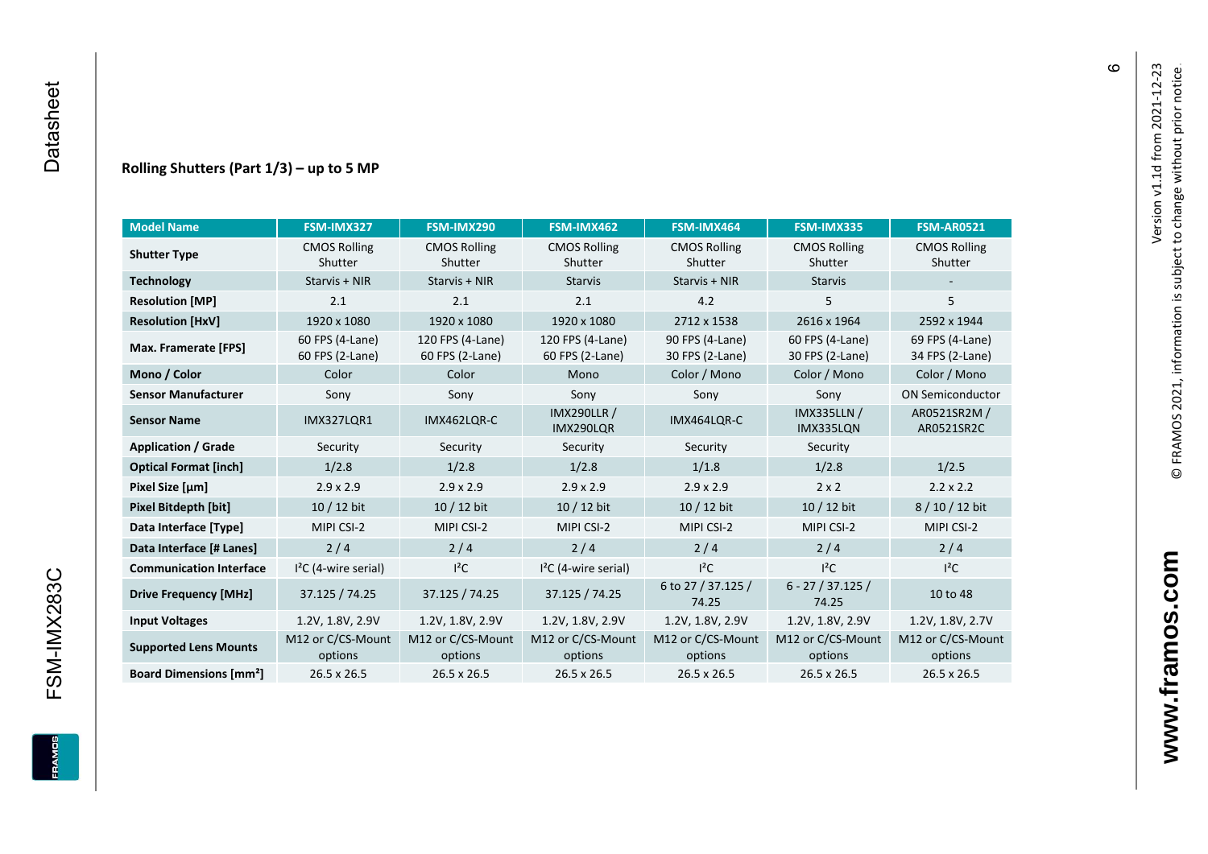### Rolling Shutters (Part 1/3) – up to 5 MP

| Model Name | FSM-IMX327 | FSM-IMX290 | FSM-IMX462 | FSM-IMX464 | FSM-IMX335 | FSM-AR0521 |
|---|---|---|---|---|---|---|
| **Shutter Type** | CMOS Rolling Shutter | CMOS Rolling Shutter | CMOS Rolling Shutter | CMOS Rolling Shutter | CMOS Rolling Shutter | CMOS Rolling Shutter |
| **Technology** | Starvis + NIR | Starvis + NIR | Starvis | Starvis + NIR | Starvis | - |
| **Resolution [MP]** | 2.1 | 2.1 | 2.1 | 4.2 | 5 | 5 |
| **Resolution [HxV]** | 1920 x 1080 | 1920 x 1080 | 1920 x 1080 | 2712 x 1538 | 2616 x 1964 | 2592 x 1944 |
| **Max. Framerate [FPS]** | 60 FPS (4-Lane) 60 FPS (2-Lane) | 120 FPS (4-Lane) 60 FPS (2-Lane) | 120 FPS (4-Lane) 60 FPS (2-Lane) | 90 FPS (4-Lane) 30 FPS (2-Lane) | 60 FPS (4-Lane) 30 FPS (2-Lane) | 69 FPS (4-Lane) 34 FPS (2-Lane) |
| **Mono / Color** | Color | Color | Mono | Color / Mono | Color / Mono | Color / Mono |
| **Sensor Manufacturer** | Sony | Sony | Sony | Sony | Sony | ON Semiconductor |
| **Sensor Name** | IMX327LQR1 | IMX462LQR-C | IMX290LLR / IMX290LQR | IMX464LQR-C | IMX335LLN / IMX335LQN | AR0521SR2M / AR0521SR2C |
| **Application / Grade** | Security | Security | Security | Security | Security | |
| **Optical Format [inch]** | 1/2.8 | 1/2.8 | 1/2.8 | 1/1.8 | 1/2.8 | 1/2.5 |
| **Pixel Size [µm]** | 2.9 x 2.9 | 2.9 x 2.9 | 2.9 x 2.9 | 2.9 x 2.9 | 2 x 2 | 2.2 x 2.2 |
| **Pixel Bitdepth [bit]** | 10 / 12 bit | 10 / 12 bit | 10 / 12 bit | 10 / 12 bit | 10 / 12 bit | 8 / 10 / 12 bit |
| **Data Interface [Type]** | MIPI CSI-2 | MIPI CSI-2 | MIPI CSI-2 | MIPI CSI-2 | MIPI CSI-2 | MIPI CSI-2 |
| **Data Interface [# Lanes]** | 2 / 4 | 2 / 4 | 2 / 4 | 2 / 4 | 2 / 4 | 2 / 4 |
| **Communication Interface** | I²C (4-wire serial) | I²C | I²C (4-wire serial) | I²C | I²C | I²C |
| **Drive Frequency [MHz]** | 37.125 / 74.25 | 37.125 / 74.25 | 37.125 / 74.25 | 6 to 27 / 37.125 / 74.25 | 6 - 27 / 37.125 / 74.25 | 10 to 48 |
| **Input Voltages** | 1.2V, 1.8V, 2.9V | 1.2V, 1.8V, 2.9V | 1.2V, 1.8V, 2.9V | 1.2V, 1.8V, 2.9V | 1.2V, 1.8V, 2.9V | 1.2V, 1.8V, 2.7V |
| **Supported Lens Mounts** | M12 or C/CS-Mount options | M12 or C/CS-Mount options | M12 or C/CS-Mount options | M12 or C/CS-Mount options | M12 or C/CS-Mount options | M12 or C/CS-Mount options |
| **Board Dimensions [mm²]** | 26.5 x 26.5 | 26.5 x 26.5 | 26.5 x 26.5 | 26.5 x 26.5 | 26.5 x 26.5 | 26.5 x 26.5 |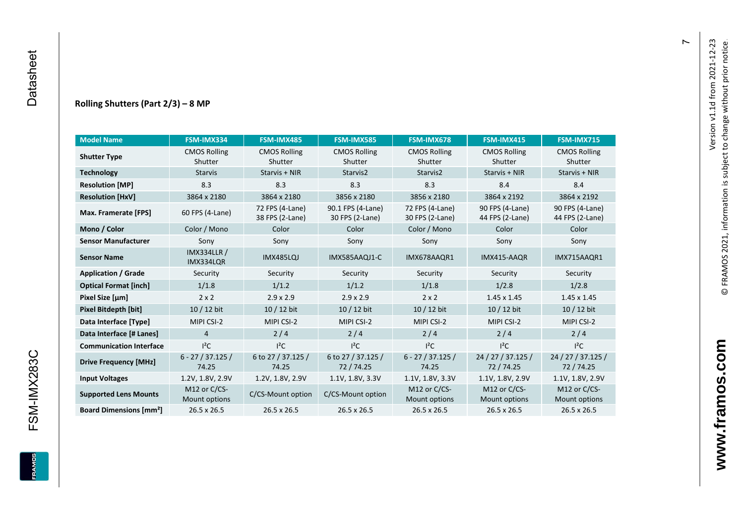### Rolling Shutters (Part 2/3) – 8 MP

| Model Name | FSM-IMX334 | FSM-IMX485 | FSM-IMX585 | FSM-IMX678 | FSM-IMX415 | FSM-IMX715 |
|---|---|---|---|---|---|---|
| **Shutter Type** | CMOS Rolling Shutter | CMOS Rolling Shutter | CMOS Rolling Shutter | CMOS Rolling Shutter | CMOS Rolling Shutter | CMOS Rolling Shutter |
| **Technology** | Starvis | Starvis + NIR | Starvis2 | Starvis2 | Starvis + NIR | Starvis + NIR |
| **Resolution [MP]** | 8.3 | 8.3 | 8.3 | 8.3 | 8.4 | 8.4 |
| **Resolution [HxV]** | 3864 x 2180 | 3864 x 2180 | 3856 x 2180 | 3856 x 2180 | 3864 x 2192 | 3864 x 2192 |
| **Max. Framerate [FPS]** | 60 FPS (4-Lane) | 72 FPS (4-Lane) 38 FPS (2-Lane) | 90.1 FPS (4-Lane) 30 FPS (2-Lane) | 72 FPS (4-Lane) 30 FPS (2-Lane) | 90 FPS (4-Lane) 44 FPS (2-Lane) | 90 FPS (4-Lane) 44 FPS (2-Lane) |
| **Mono / Color** | Color / Mono | Color | Color | Color / Mono | Color | Color |
| **Sensor Manufacturer** | Sony | Sony | Sony | Sony | Sony | Sony |
| **Sensor Name** | IMX334LLR / IMX334LQR | IMX485LQJ | IMX585AAQJ1-C | IMX678AAQR1 | IMX415-AAQR | IMX715AAQR1 |
| **Application / Grade** | Security | Security | Security | Security | Security | Security |
| **Optical Format [inch]** | 1/1.8 | 1/1.2 | 1/1.2 | 1/1.8 | 1/2.8 | 1/2.8 |
| **Pixel Size [µm]** | 2 x 2 | 2.9 x 2.9 | 2.9 x 2.9 | 2 x 2 | 1.45 x 1.45 | 1.45 x 1.45 |
| **Pixel Bitdepth [bit]** | 10 / 12 bit | 10 / 12 bit | 10 / 12 bit | 10 / 12 bit | 10 / 12 bit | 10 / 12 bit |
| **Data Interface [Type]** | MIPI CSI-2 | MIPI CSI-2 | MIPI CSI-2 | MIPI CSI-2 | MIPI CSI-2 | MIPI CSI-2 |
| **Data Interface [# Lanes]** | 4 | 2 / 4 | 2 / 4 | 2 / 4 | 2 / 4 | 2 / 4 |
| **Communication Interface** | I²C | I²C | I²C | I²C | I²C | I²C |
| **Drive Frequency [MHz]** | 6 - 27 / 37.125 / 74.25 | 6 to 27 / 37.125 / 74.25 | 6 to 27 / 37.125 / 72 / 74.25 | 6 - 27 / 37.125 / 74.25 | 24 / 27 / 37.125 / 72 / 74.25 | 24 / 27 / 37.125 / 72 / 74.25 |
| **Input Voltages** | 1.2V, 1.8V, 2.9V | 1.2V, 1.8V, 2.9V | 1.1V, 1.8V, 3.3V | 1.1V, 1.8V, 3.3V | 1.1V, 1.8V, 2.9V | 1.1V, 1.8V, 2.9V |
| **Supported Lens Mounts** | M12 or C/CS-Mount options | C/CS-Mount option | C/CS-Mount option | M12 or C/CS-Mount options | M12 or C/CS-Mount options | M12 or C/CS-Mount options |
| **Board Dimensions [mm²]** | 26.5 x 26.5 | 26.5 x 26.5 | 26.5 x 26.5 | 26.5 x 26.5 | 26.5 x 26.5 | 26.5 x 26.5 |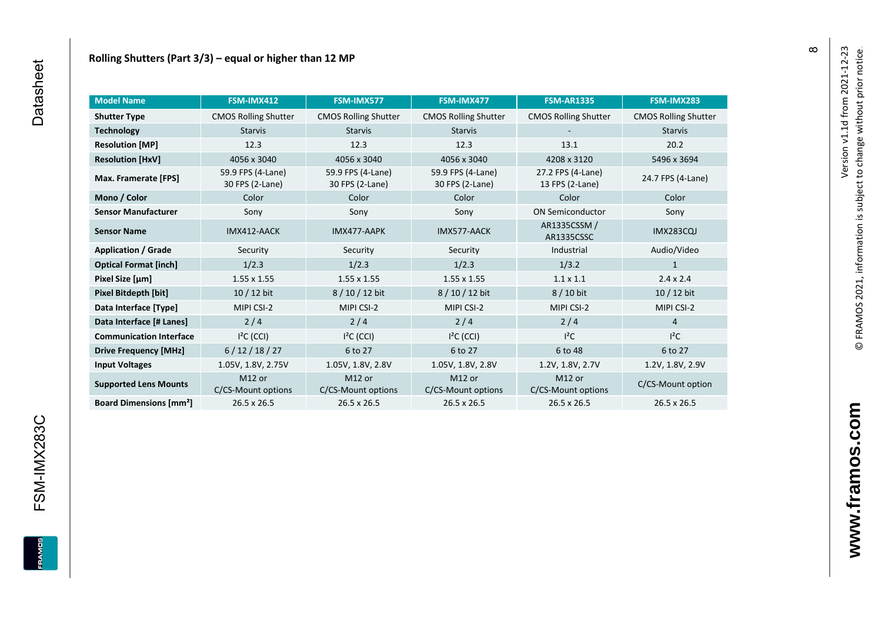## Rolling Shutters (Part 3/3) – equal or higher than 12 MP

| Model Name | FSM-IMX412 | FSM-IMX577 | FSM-IMX477 | FSM-AR1335 | FSM-IMX283 |
|---|---|---|---|---|---|
| **Shutter Type** | CMOS Rolling Shutter | CMOS Rolling Shutter | CMOS Rolling Shutter | CMOS Rolling Shutter | CMOS Rolling Shutter |
| **Technology** | Starvis | Starvis | Starvis | - | Starvis |
| **Resolution [MP]** | 12.3 | 12.3 | 12.3 | 13.1 | 20.2 |
| **Resolution [HxV]** | 4056 x 3040 | 4056 x 3040 | 4056 x 3040 | 4208 x 3120 | 5496 x 3694 |
| **Max. Framerate [FPS]** | 59.9 FPS (4-Lane) 30 FPS (2-Lane) | 59.9 FPS (4-Lane) 30 FPS (2-Lane) | 59.9 FPS (4-Lane) 30 FPS (2-Lane) | 27.2 FPS (4-Lane) 13 FPS (2-Lane) | 24.7 FPS (4-Lane) |
| **Mono / Color** | Color | Color | Color | Color | Color |
| **Sensor Manufacturer** | Sony | Sony | Sony | ON Semiconductor | Sony |
| **Sensor Name** | IMX412-AACK | IMX477-AAPK | IMX577-AACK | AR1335CSSM / AR1335CSSC | IMX283CQJ |
| **Application / Grade** | Security | Security | Security | Industrial | Audio/Video |
| **Optical Format [inch]** | 1/2.3 | 1/2.3 | 1/2.3 | 1/3.2 | 1 |
| **Pixel Size [µm]** | 1.55 x 1.55 | 1.55 x 1.55 | 1.55 x 1.55 | 1.1 x 1.1 | 2.4 x 2.4 |
| **Pixel Bitdepth [bit]** | 10 / 12 bit | 8 / 10 / 12 bit | 8 / 10 / 12 bit | 8 / 10 bit | 10 / 12 bit |
| **Data Interface [Type]** | MIPI CSI-2 | MIPI CSI-2 | MIPI CSI-2 | MIPI CSI-2 | MIPI CSI-2 |
| **Data Interface [# Lanes]** | 2 / 4 | 2 / 4 | 2 / 4 | 2 / 4 | 4 |
| **Communication Interface** | I²C (CCI) | I²C (CCI) | I²C (CCI) | I²C | I²C |
| **Drive Frequency [MHz]** | 6 / 12 / 18 / 27 | 6 to 27 | 6 to 27 | 6 to 48 | 6 to 27 |
| **Input Voltages** | 1.05V, 1.8V, 2.75V | 1.05V, 1.8V, 2.8V | 1.05V, 1.8V, 2.8V | 1.2V, 1.8V, 2.7V | 1.2V, 1.8V, 2.9V |
| **Supported Lens Mounts** | M12 or C/CS-Mount options | M12 or C/CS-Mount options | M12 or C/CS-Mount options | M12 or C/CS-Mount options | C/CS-Mount option |
| **Board Dimensions [mm²]** | 26.5 x 26.5 | 26.5 x 26.5 | 26.5 x 26.5 | 26.5 x 26.5 | 26.5 x 26.5 |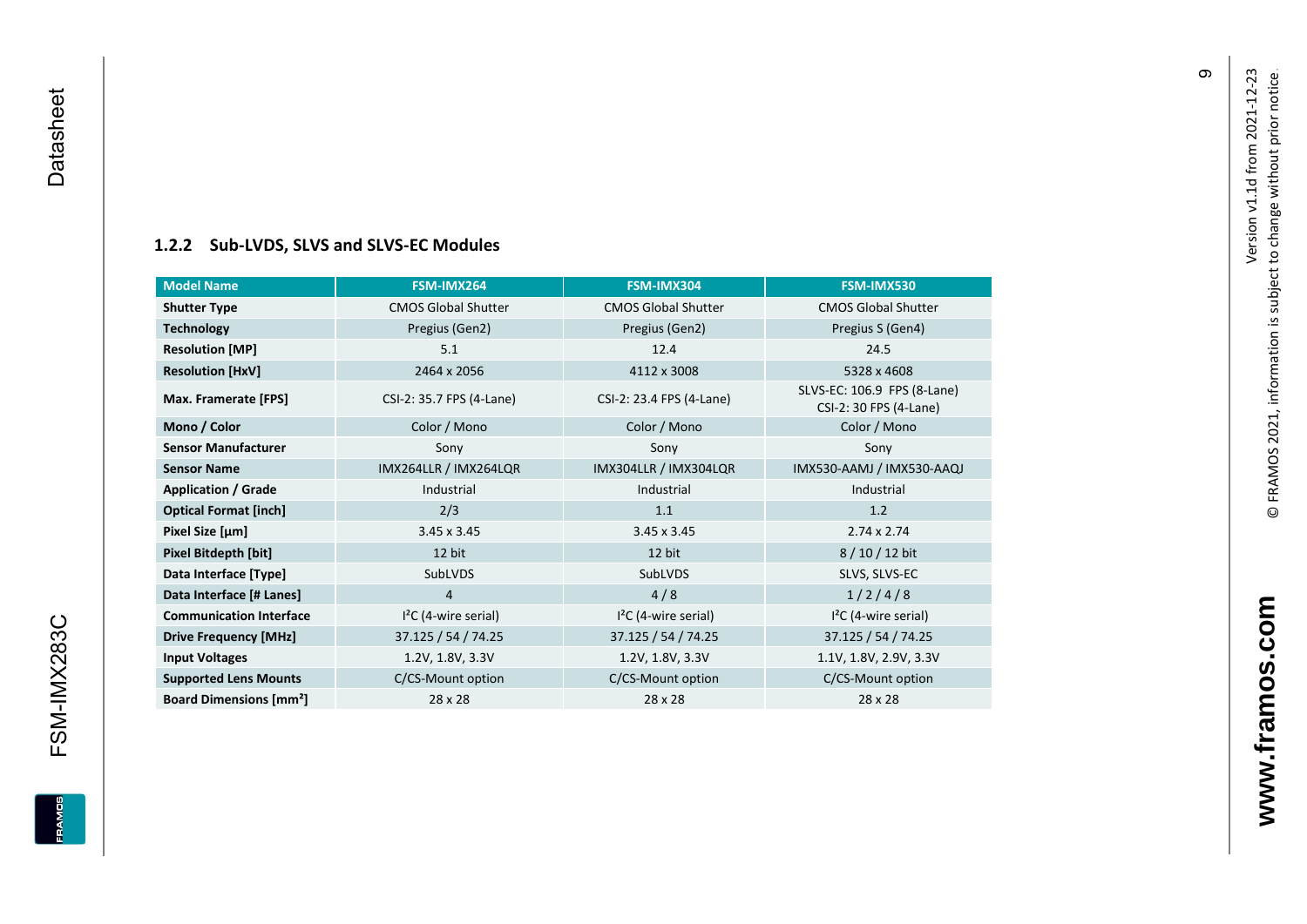### 1.2.2 Sub-LVDS, SLVS and SLVS-EC Modules

| Model Name | FSM-IMX264 | FSM-IMX304 | FSM-IMX530 |
|---|---|---|---|
| **Shutter Type** | CMOS Global Shutter | CMOS Global Shutter | CMOS Global Shutter |
| **Technology** | Pregius (Gen2) | Pregius (Gen2) | Pregius S (Gen4) |
| **Resolution [MP]** | 5.1 | 12.4 | 24.5 |
| **Resolution [HxV]** | 2464 x 2056 | 4112 x 3008 | 5328 x 4608 |
| **Max. Framerate [FPS]** | CSI-2: 35.7 FPS (4-Lane) | CSI-2: 23.4 FPS (4-Lane) | SLVS-EC: 106.9 FPS (8-Lane) CSI-2: 30 FPS (4-Lane) |
| **Mono / Color** | Color / Mono | Color / Mono | Color / Mono |
| **Sensor Manufacturer** | Sony | Sony | Sony |
| **Sensor Name** | IMX264LLR / IMX264LQR | IMX304LLR / IMX304LQR | IMX530-AAMJ / IMX530-AAQJ |
| **Application / Grade** | Industrial | Industrial | Industrial |
| **Optical Format [inch]** | 2/3 | 1.1 | 1.2 |
| **Pixel Size [µm]** | 3.45 x 3.45 | 3.45 x 3.45 | 2.74 x 2.74 |
| **Pixel Bitdepth [bit]** | 12 bit | 12 bit | 8 / 10 / 12 bit |
| **Data Interface [Type]** | SubLVDS | SubLVDS | SLVS, SLVS-EC |
| **Data Interface [# Lanes]** | 4 | 4 / 8 | 1 / 2 / 4 / 8 |
| **Communication Interface** | I²C (4-wire serial) | I²C (4-wire serial) | I²C (4-wire serial) |
| **Drive Frequency [MHz]** | 37.125 / 54 / 74.25 | 37.125 / 54 / 74.25 | 37.125 / 54 / 74.25 |
| **Input Voltages** | 1.2V, 1.8V, 3.3V | 1.2V, 1.8V, 3.3V | 1.1V, 1.8V, 2.9V, 3.3V |
| **Supported Lens Mounts** | C/CS-Mount option | C/CS-Mount option | C/CS-Mount option |
| **Board Dimensions [mm²]** | 28 x 28 | 28 x 28 | 28 x 28 |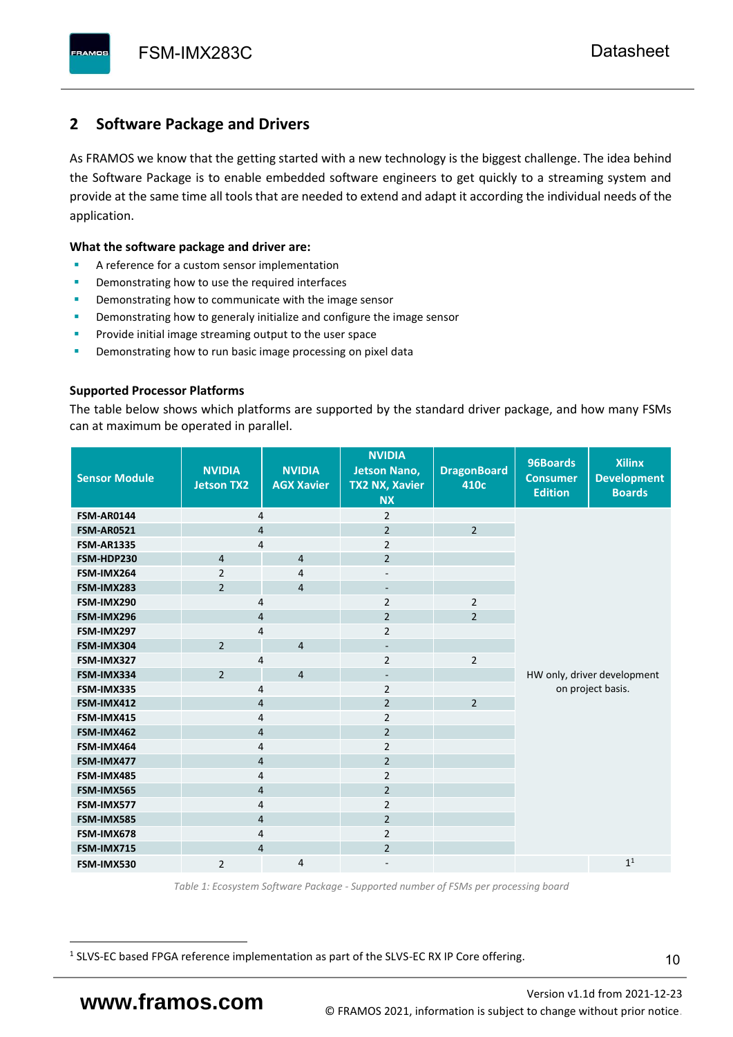## 2 Software Package and Drivers

As FRAMOS we know that the getting started with a new technology is the biggest challenge. The idea behind the Software Package is to enable embedded software engineers to get quickly to a streaming system and provide at the same time all tools that are needed to extend and adapt it according the individual needs of the application.

**What the software package and driver are:**

- A reference for a custom sensor implementation
- Demonstrating how to use the required interfaces
- Demonstrating how to communicate with the image sensor
- Demonstrating how to generaly initialize and configure the image sensor
- Provide initial image streaming output to the user space
- Demonstrating how to run basic image processing on pixel data

**Supported Processor Platforms**

The table below shows which platforms are supported by the standard driver package, and how many FSMs can at maximum be operated in parallel.

| Sensor Module | NVIDIA Jetson TX2 | NVIDIA AGX Xavier | NVIDIA Jetson Nano, TX2 NX, Xavier NX | DragonBoard 410c | 96Boards Consumer Edition | Xilinx Development Boards |
|---|---|---|---|---|---|---|
| FSM-AR0144 | 4 | | 2 | | HW only, driver development on project basis. | |
| FSM-AR0521 | 4 | | 2 | 2 | | |
| FSM-AR1335 | 4 | | 2 | | | |
| FSM-HDP230 | 4 | 4 | 2 | | | |
| FSM-IMX264 | 2 | 4 | - | | | |
| FSM-IMX283 | 2 | 4 | - | | | |
| FSM-IMX290 | 4 | | 2 | 2 | | |
| FSM-IMX296 | 4 | | 2 | 2 | | |
| FSM-IMX297 | 4 | | 2 | | | |
| FSM-IMX304 | 2 | 4 | - | | | |
| FSM-IMX327 | 4 | | 2 | 2 | | |
| FSM-IMX334 | 2 | 4 | - | | | |
| FSM-IMX335 | 4 | | 2 | | | |
| FSM-IMX412 | 4 | | 2 | 2 | | |
| FSM-IMX415 | 4 | | 2 | | | |
| FSM-IMX462 | 4 | | 2 | | | |
| FSM-IMX464 | 4 | | 2 | | | |
| FSM-IMX477 | 4 | | 2 | | | |
| FSM-IMX485 | 4 | | 2 | | | |
| FSM-IMX565 | 4 | | 2 | | | |
| FSM-IMX577 | 4 | | 2 | | | |
| FSM-IMX585 | 4 | | 2 | | | |
| FSM-IMX678 | 4 | | 2 | | | |
| FSM-IMX715 | 4 | | 2 | | | |
| FSM-IMX530 | 2 | 4 | - | | | 1[1] |

*Table 1: Ecosystem Software Package - Supported number of FSMs per processing board*

[1] SLVS-EC based FPGA reference implementation as part of the SLVS-EC RX IP Core offering.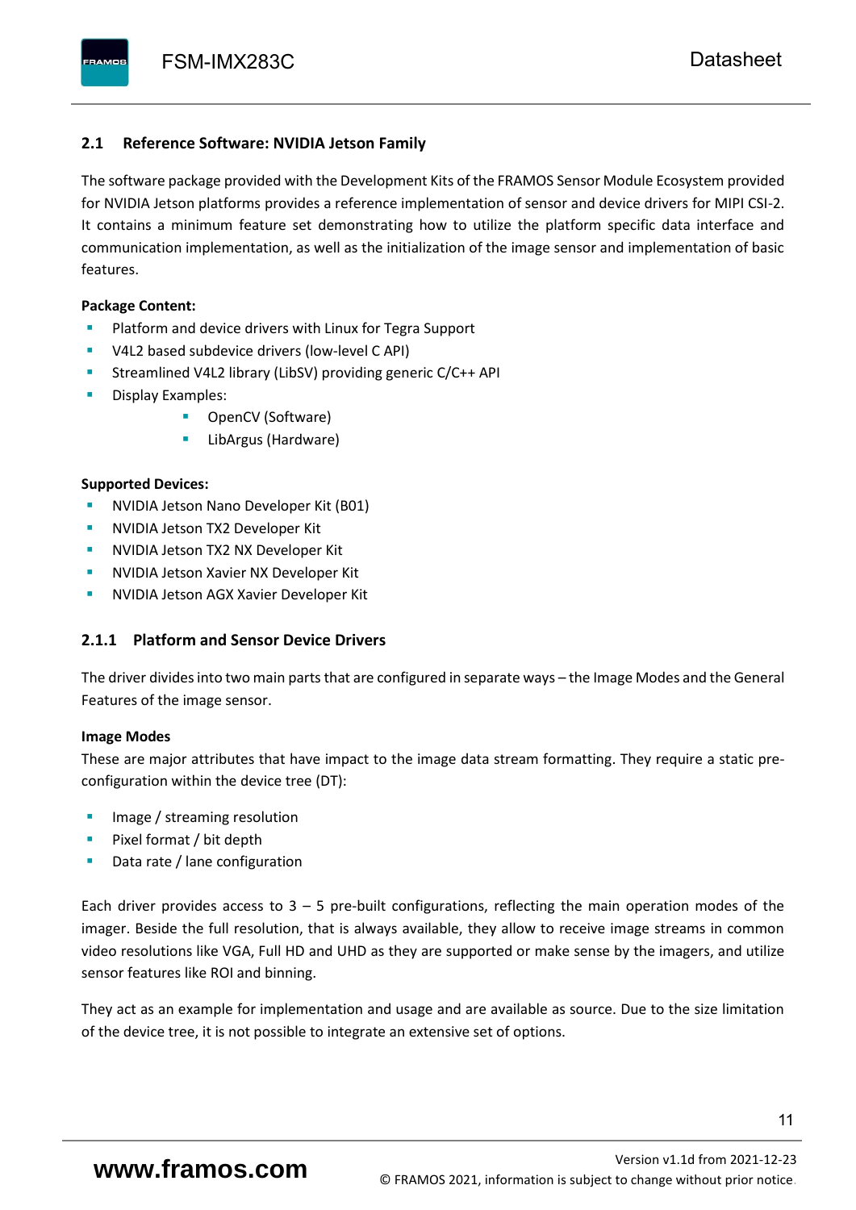## 2.1 Reference Software: NVIDIA Jetson Family

The software package provided with the Development Kits of the FRAMOS Sensor Module Ecosystem provided for NVIDIA Jetson platforms provides a reference implementation of sensor and device drivers for MIPI CSI-2. It contains a minimum feature set demonstrating how to utilize the platform specific data interface and communication implementation, as well as the initialization of the image sensor and implementation of basic features.

**Package Content:**

- Platform and device drivers with Linux for Tegra Support
- V4L2 based subdevice drivers (low-level C API)
- Streamlined V4L2 library (LibSV) providing generic C/C++ API
- Display Examples:
  - OpenCV (Software)
  - LibArgus (Hardware)

**Supported Devices:**

- NVIDIA Jetson Nano Developer Kit (B01)
- NVIDIA Jetson TX2 Developer Kit
- NVIDIA Jetson TX2 NX Developer Kit
- NVIDIA Jetson Xavier NX Developer Kit
- NVIDIA Jetson AGX Xavier Developer Kit

### 2.1.1 Platform and Sensor Device Drivers

The driver divides into two main parts that are configured in separate ways – the Image Modes and the General Features of the image sensor.

**Image Modes**

These are major attributes that have impact to the image data stream formatting. They require a static pre-configuration within the device tree (DT):

- Image / streaming resolution
- Pixel format / bit depth
- Data rate / lane configuration

Each driver provides access to 3 – 5 pre-built configurations, reflecting the main operation modes of the imager. Beside the full resolution, that is always available, they allow to receive image streams in common video resolutions like VGA, Full HD and UHD as they are supported or make sense by the imagers, and utilize sensor features like ROI and binning.

They act as an example for implementation and usage and are available as source. Due to the size limitation of the device tree, it is not possible to integrate an extensive set of options.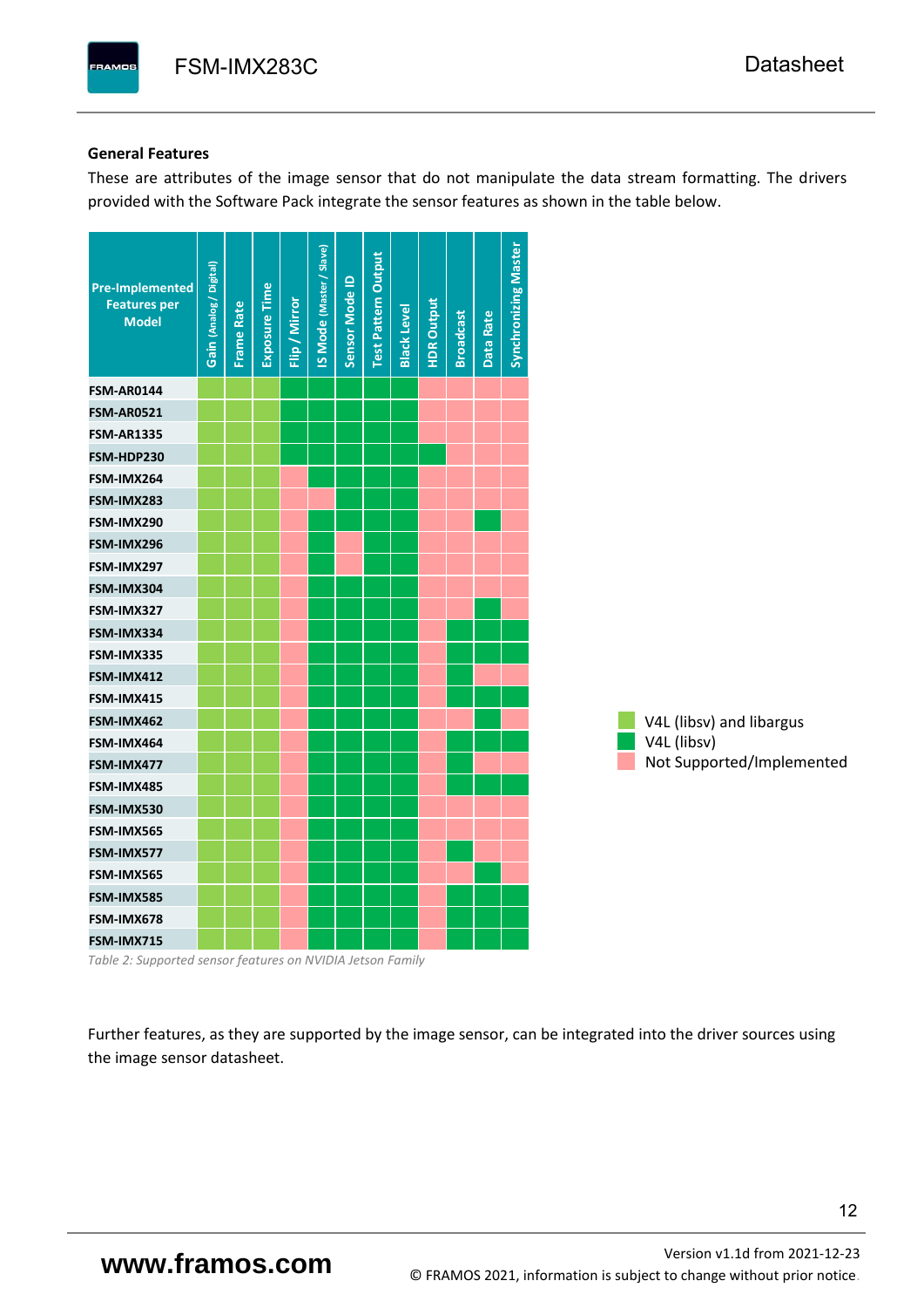### General Features

These are attributes of the image sensor that do not manipulate the data stream formatting. The drivers provided with the Software Pack integrate the sensor features as shown in the table below.

Legend:
- **V4L+A** = V4L (libsv) and libargus
- **V4L** = V4L (libsv)
- **–** = Not Supported/Implemented

| Pre-Implemented Features per Model | Gain (Analog / Digital) | Frame Rate | Exposure Time | Flip / Mirror | IS Mode (Master / Slave) | Sensor Mode ID | Test Pattern Output | Black Level | HDR Output | Broadcast | Data Rate | Synchronizing Master |
|---|---|---|---|---|---|---|---|---|---|---|---|---|
| FSM-AR0144 | V4L+A | V4L+A | V4L+A | V4L | V4L | V4L | V4L | V4L | – | – | – | – |
| FSM-AR0521 | V4L+A | V4L+A | V4L+A | V4L | V4L | V4L | V4L | V4L | – | – | – | – |
| FSM-AR1335 | V4L+A | V4L+A | V4L+A | V4L | V4L | V4L | V4L | V4L | – | – | – | – |
| FSM-HDP230 | V4L+A | V4L+A | V4L+A | V4L | V4L | V4L | V4L | V4L | V4L | – | – | – |
| FSM-IMX264 | V4L+A | V4L+A | V4L+A | – | V4L | V4L | V4L | V4L | – | – | – | – |
| FSM-IMX283 | V4L+A | V4L+A | V4L+A | – | – | V4L | V4L | V4L | – | – | – | – |
| FSM-IMX290 | V4L+A | V4L+A | V4L+A | – | V4L | V4L | V4L | V4L | – | – | V4L | – |
| FSM-IMX296 | V4L+A | V4L+A | V4L+A | – | V4L | – | V4L | V4L | – | – | – | – |
| FSM-IMX297 | V4L+A | V4L+A | V4L+A | – | V4L | – | V4L | V4L | – | – | – | – |
| FSM-IMX304 | V4L+A | V4L+A | V4L+A | – | V4L | V4L | V4L | V4L | – | – | – | – |
| FSM-IMX327 | V4L+A | V4L+A | V4L+A | – | V4L | V4L | V4L | V4L | – | – | V4L | – |
| FSM-IMX334 | V4L+A | V4L+A | V4L+A | – | V4L | V4L | V4L | V4L | – | V4L | V4L | V4L |
| FSM-IMX335 | V4L+A | V4L+A | V4L+A | – | V4L | V4L | V4L | V4L | – | V4L | V4L | V4L |
| FSM-IMX412 | V4L+A | V4L+A | V4L+A | – | V4L | V4L | V4L | V4L | – | V4L | – | – |
| FSM-IMX415 | V4L+A | V4L+A | V4L+A | – | V4L | V4L | V4L | V4L | – | V4L | V4L | V4L |
| FSM-IMX462 | V4L+A | V4L+A | V4L+A | – | V4L | V4L | V4L | V4L | – | – | V4L | – |
| FSM-IMX464 | V4L+A | V4L+A | V4L+A | – | V4L | V4L | V4L | V4L | – | V4L | V4L | V4L |
| FSM-IMX477 | V4L+A | V4L+A | V4L+A | – | V4L | V4L | V4L | V4L | – | V4L | – | – |
| FSM-IMX485 | V4L+A | V4L+A | V4L+A | – | V4L | V4L | V4L | V4L | – | V4L | V4L | V4L |
| FSM-IMX530 | V4L+A | V4L+A | V4L+A | – | V4L | V4L | V4L | V4L | – | – | – | – |
| FSM-IMX565 | V4L+A | V4L+A | V4L+A | – | V4L | V4L | V4L | V4L | – | – | – | – |
| FSM-IMX577 | V4L+A | V4L+A | V4L+A | – | V4L | V4L | V4L | V4L | – | V4L | – | – |
| FSM-IMX565 | V4L+A | V4L+A | V4L+A | – | V4L | V4L | V4L | V4L | – | – | V4L | – |
| FSM-IMX585 | V4L+A | V4L+A | V4L+A | – | V4L | V4L | V4L | V4L | – | V4L | V4L | V4L |
| FSM-IMX678 | V4L+A | V4L+A | V4L+A | – | V4L | V4L | V4L | V4L | – | V4L | V4L | V4L |
| FSM-IMX715 | V4L+A | V4L+A | V4L+A | – | V4L | V4L | V4L | V4L | – | V4L | V4L | V4L |

*Table 2: Supported sensor features on NVIDIA Jetson Family*

Further features, as they are supported by the image sensor, can be integrated into the driver sources using the image sensor datasheet.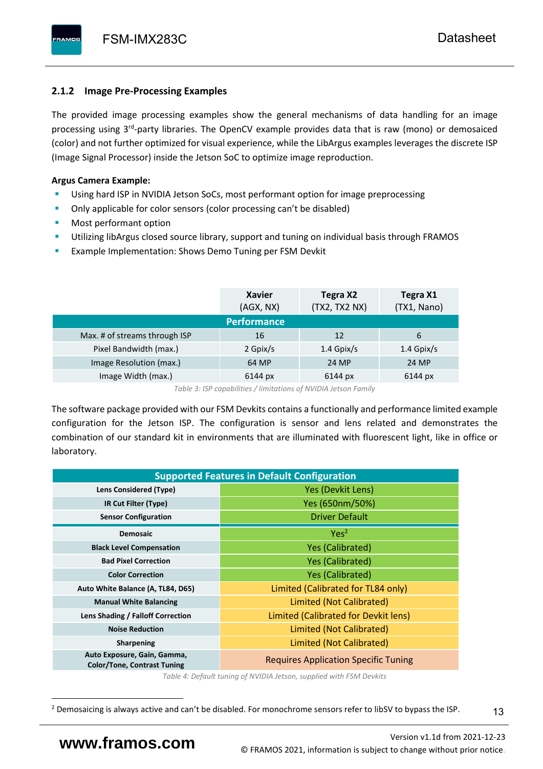### 2.1.2 Image Pre-Processing Examples

The provided image processing examples show the general mechanisms of data handling for an image processing using 3rd-party libraries. The OpenCV example provides data that is raw (mono) or demosaiced (color) and not further optimized for visual experience, while the LibArgus examples leverages the discrete ISP (Image Signal Processor) inside the Jetson SoC to optimize image reproduction.

**Argus Camera Example:**

- Using hard ISP in NVIDIA Jetson SoCs, most performant option for image preprocessing
- Only applicable for color sensors (color processing can't be disabled)
- Most performant option
- Utilizing libArgus closed source library, support and tuning on individual basis through FRAMOS
- Example Implementation: Shows Demo Tuning per FSM Devkit

| | Xavier (AGX, NX) | Tegra X2 (TX2, TX2 NX) | Tegra X1 (TX1, Nano) |
|---|---|---|---|
| **Performance** | | | |
| Max. # of streams through ISP | 16 | 12 | 6 |
| Pixel Bandwidth (max.) | 2 Gpix/s | 1.4 Gpix/s | 1.4 Gpix/s |
| Image Resolution (max.) | 64 MP | 24 MP | 24 MP |
| Image Width (max.) | 6144 px | 6144 px | 6144 px |

*Table 3: ISP capabilities / limitations of NVIDIA Jetson Family*

The software package provided with our FSM Devkits contains a functionally and performance limited example configuration for the Jetson ISP. The configuration is sensor and lens related and demonstrates the combination of our standard kit in environments that are illuminated with fluorescent light, like in office or laboratory.

| Supported Features in Default Configuration | |
|---|---|
| **Lens Considered (Type)** | Yes (Devkit Lens) |
| **IR Cut Filter (Type)** | Yes (650nm/50%) |
| **Sensor Configuration** | Driver Default |
| **Demosaic** | Yes[2] |
| **Black Level Compensation** | Yes (Calibrated) |
| **Bad Pixel Correction** | Yes (Calibrated) |
| **Color Correction** | Yes (Calibrated) |
| **Auto White Balance (A, TL84, D65)** | Limited (Calibrated for TL84 only) |
| **Manual White Balancing** | Limited (Not Calibrated) |
| **Lens Shading / Falloff Correction** | Limited (Calibrated for Devkit lens) |
| **Noise Reduction** | Limited (Not Calibrated) |
| **Sharpening** | Limited (Not Calibrated) |
| **Auto Exposure, Gain, Gamma, Color/Tone, Contrast Tuning** | Requires Application Specific Tuning |

*Table 4: Default tuning of NVIDIA Jetson, supplied with FSM Devkits*

[2] Demosaicing is always active and can't be disabled. For monochrome sensors refer to libSV to bypass the ISP.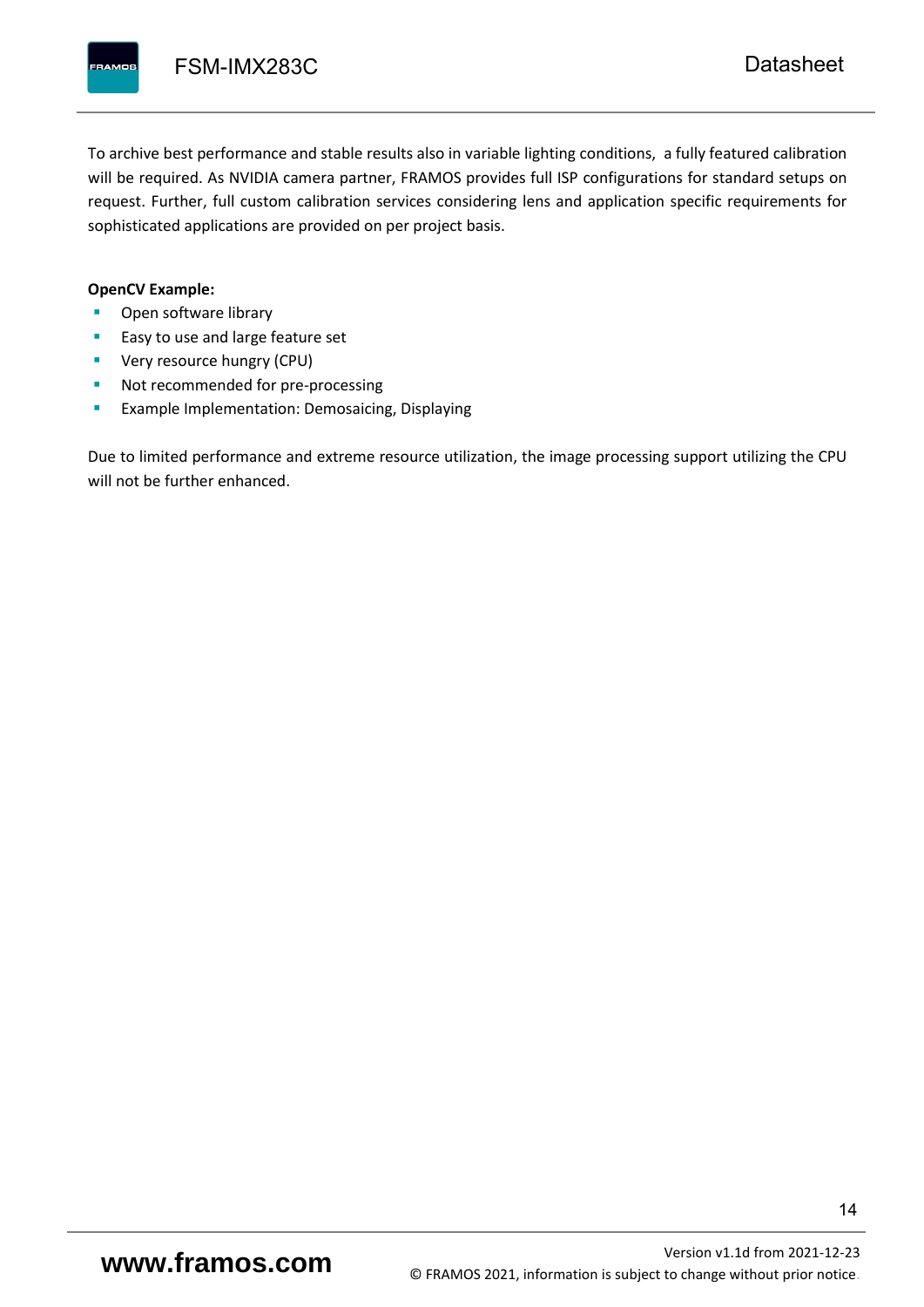To archive best performance and stable results also in variable lighting conditions, a fully featured calibration will be required. As NVIDIA camera partner, FRAMOS provides full ISP configurations for standard setups on request. Further, full custom calibration services considering lens and application specific requirements for sophisticated applications are provided on per project basis.

**OpenCV Example:**

- Open software library
- Easy to use and large feature set
- Very resource hungry (CPU)
- Not recommended for pre-processing
- Example Implementation: Demosaicing, Displaying

Due to limited performance and extreme resource utilization, the image processing support utilizing the CPU will not be further enhanced.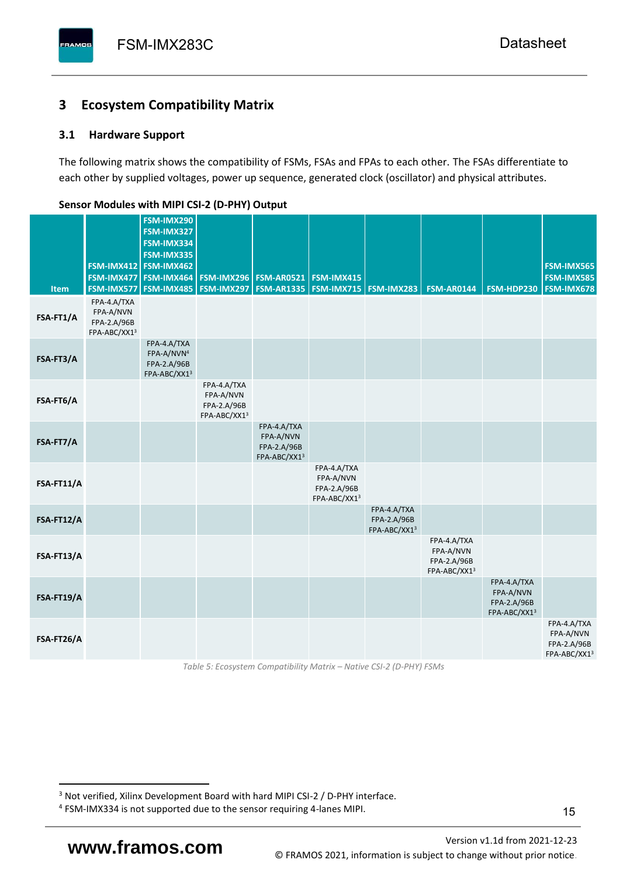## 3 Ecosystem Compatibility Matrix

### 3.1 Hardware Support

The following matrix shows the compatibility of FSMs, FSAs and FPAs to each other. The FSAs differentiate to each other by supplied voltages, power up sequence, generated clock (oscillator) and physical attributes.

**Sensor Modules with MIPI CSI-2 (D-PHY) Output**

| Item | FSM-IMX412 FSM-IMX477 FSM-IMX577 | FSM-IMX290 FSM-IMX327 FSM-IMX334 FSM-IMX335 FSM-IMX462 FSM-IMX464 FSM-IMX485 | FSM-IMX296 FSM-IMX297 | FSM-AR0521 FSM-AR1335 | FSM-IMX415 FSM-IMX715 | FSM-IMX283 | FSM-AR0144 | FSM-HDP230 | FSM-IMX565 FSM-IMX585 FSM-IMX678 |
|---|---|---|---|---|---|---|---|---|---|
| **FSA-FT1/A** | FPA-4.A/TXA FPA-A/NVN FPA-2.A/96B FPA-ABC/XX1[3] | | | | | | | | |
| **FSA-FT3/A** | | FPA-4.A/TXA FPA-A/NVN[4] FPA-2.A/96B FPA-ABC/XX1[3] | | | | | | | |
| **FSA-FT6/A** | | | FPA-4.A/TXA FPA-A/NVN FPA-2.A/96B FPA-ABC/XX1[3] | | | | | | |
| **FSA-FT7/A** | | | | FPA-4.A/TXA FPA-A/NVN FPA-2.A/96B FPA-ABC/XX1[3] | | | | | |
| **FSA-FT11/A** | | | | | FPA-4.A/TXA FPA-A/NVN FPA-2.A/96B FPA-ABC/XX1[3] | | | | |
| **FSA-FT12/A** | | | | | | FPA-4.A/TXA FPA-2.A/96B FPA-ABC/XX1[3] | | | |
| **FSA-FT13/A** | | | | | | | FPA-4.A/TXA FPA-A/NVN FPA-2.A/96B FPA-ABC/XX1[3] | | |
| **FSA-FT19/A** | | | | | | | | FPA-4.A/TXA FPA-A/NVN FPA-2.A/96B FPA-ABC/XX1[3] | |
| **FSA-FT26/A** | | | | | | | | | FPA-4.A/TXA FPA-A/NVN FPA-2.A/96B FPA-ABC/XX1[3] |

*Table 5: Ecosystem Compatibility Matrix – Native CSI-2 (D-PHY) FSMs*

[3] Not verified, Xilinx Development Board with hard MIPI CSI-2 / D-PHY interface.

[4] FSM-IMX334 is not supported due to the sensor requiring 4-lanes MIPI.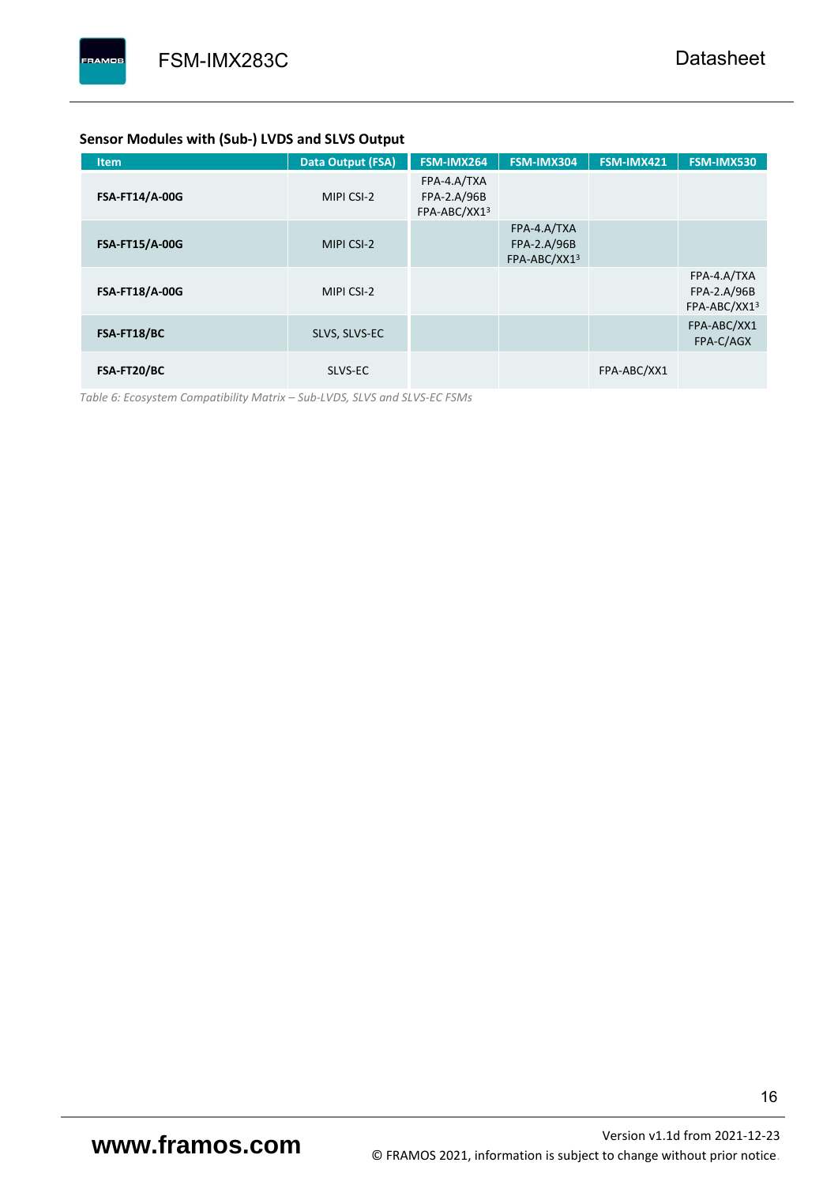### Sensor Modules with (Sub-) LVDS and SLVS Output

| Item | Data Output (FSA) | FSM-IMX264 | FSM-IMX304 | FSM-IMX421 | FSM-IMX530 |
|---|---|---|---|---|---|
| **FSA-FT14/A-00G** | MIPI CSI-2 | FPA-4.A/TXA FPA-2.A/96B FPA-ABC/XX1[3] | | | |
| **FSA-FT15/A-00G** | MIPI CSI-2 | | FPA-4.A/TXA FPA-2.A/96B FPA-ABC/XX1[3] | | |
| **FSA-FT18/A-00G** | MIPI CSI-2 | | | | FPA-4.A/TXA FPA-2.A/96B FPA-ABC/XX1[3] |
| **FSA-FT18/BC** | SLVS, SLVS-EC | | | | FPA-ABC/XX1 FPA-C/AGX |
| **FSA-FT20/BC** | SLVS-EC | | | FPA-ABC/XX1 | |

*Table 6: Ecosystem Compatibility Matrix – Sub-LVDS, SLVS and SLVS-EC FSMs*

**www.framos.com**

Version v1.1d from 2021-12-23
© FRAMOS 2021, information is subject to change without prior notice.